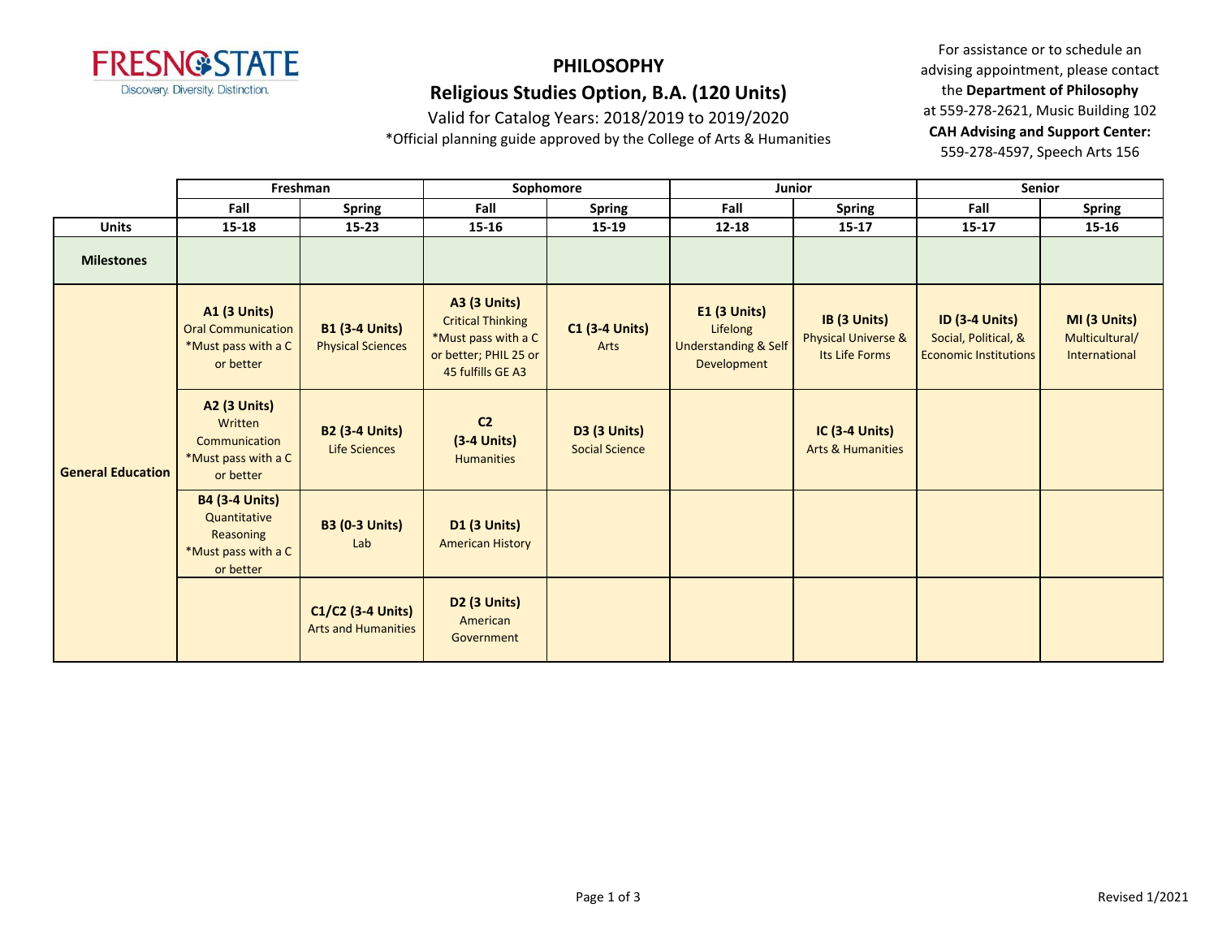FRESNO STATE
Discovery. Diversity. Distinction.

# PHILOSOPHY

## Religious Studies Option, B.A. (120 Units)

Valid for Catalog Years: 2018/2019 to 2019/2020

*Official planning guide approved by the College of Arts & Humanities

For assistance or to schedule an advising appointment, please contact the **Department of Philosophy** at 559-278-2621, Music Building 102
**CAH Advising and Support Center:** 559-278-4597, Speech Arts 156

| | Freshman | | Sophomore | | Junior | | Senior | |
|---|---|---|---|---|---|---|---|---|
| | **Fall** | **Spring** | **Fall** | **Spring** | **Fall** | **Spring** | **Fall** | **Spring** |
| **Units** | **15-18** | **15-23** | **15-16** | **15-19** | **12-18** | **15-17** | **15-17** | **15-16** |
| **Milestones** | | | | | | | | |
| **General Education** | **A1 (3 Units)** Oral Communication *Must pass with a C or better | **B1 (3-4 Units)** Physical Sciences | **A3 (3 Units)** Critical Thinking *Must pass with a C or better; PHIL 25 or 45 fulfills GE A3 | **C1 (3-4 Units)** Arts | **E1 (3 Units)** Lifelong Understanding & Self Development | **IB (3 Units)** Physical Universe & Its Life Forms | **ID (3-4 Units)** Social, Political, & Economic Institutions | **MI (3 Units)** Multicultural/ International |
| | **A2 (3 Units)** Written Communication *Must pass with a C or better | **B2 (3-4 Units)** Life Sciences | **C2 (3-4 Units)** Humanities | **D3 (3 Units)** Social Science | | **IC (3-4 Units)** Arts & Humanities | | |
| | **B4 (3-4 Units)** Quantitative Reasoning *Must pass with a C or better | **B3 (0-3 Units)** Lab | **D1 (3 Units)** American History | | | | | |
| | | **C1/C2 (3-4 Units)** Arts and Humanities | **D2 (3 Units)** American Government | | | | | |

Revised 1/2021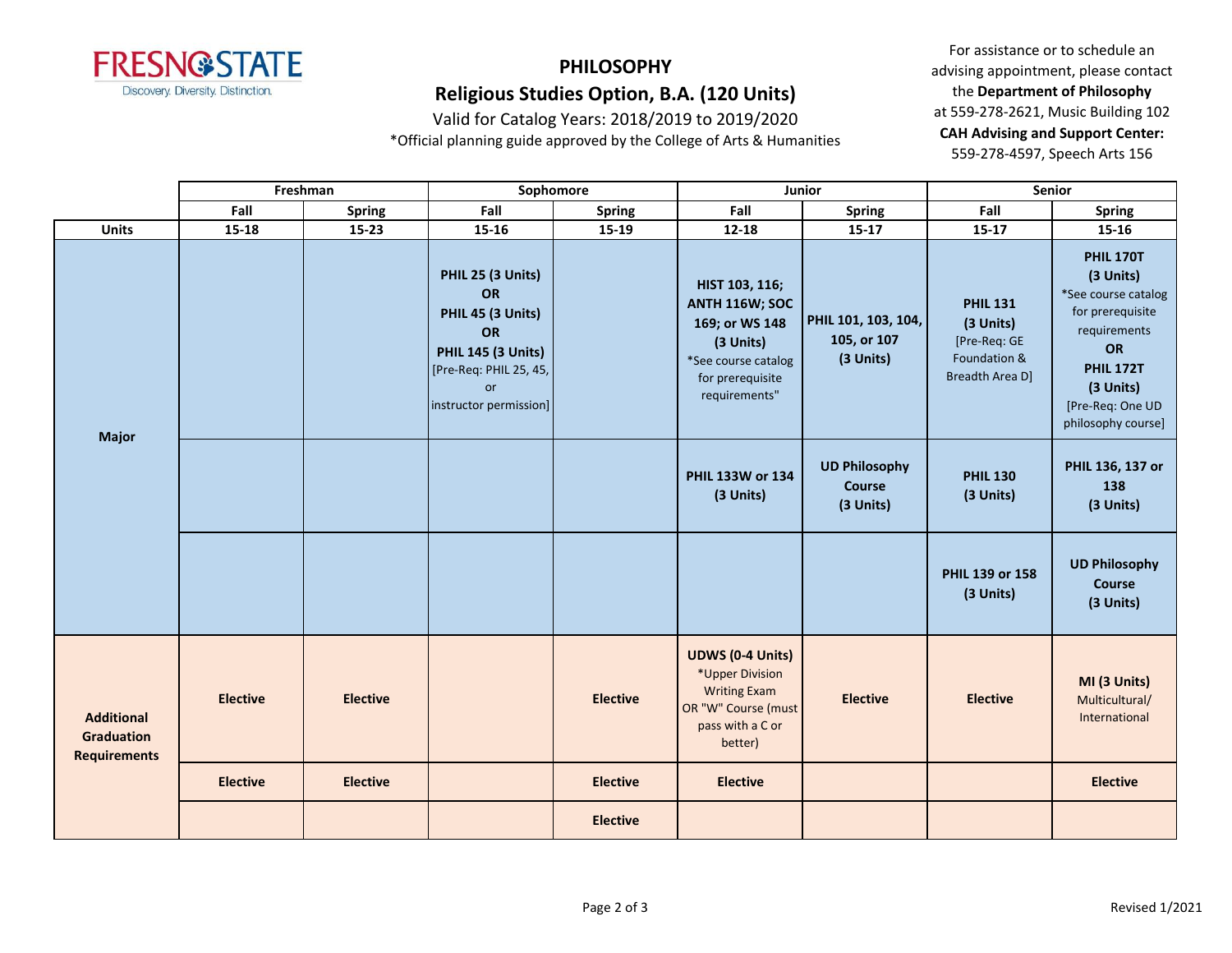FRESNO STATE
Discovery. Diversity. Distinction.

# PHILOSOPHY

## Religious Studies Option, B.A. (120 Units)

Valid for Catalog Years: 2018/2019 to 2019/2020

*Official planning guide approved by the College of Arts & Humanities

For assistance or to schedule an advising appointment, please contact the **Department of Philosophy** at 559-278-2621, Music Building 102

**CAH Advising and Support Center:** 559-278-4597, Speech Arts 156

| | Freshman | | Sophomore | | Junior | | Senior | |
|---|---|---|---|---|---|---|---|---|
| | Fall | Spring | Fall | Spring | Fall | Spring | Fall | Spring |
| **Units** | 15-18 | 15-23 | 15-16 | 15-19 | 12-18 | 15-17 | 15-17 | 15-16 |
| **Major** | | | **PHIL 25 (3 Units) OR PHIL 45 (3 Units) OR PHIL 145 (3 Units)** [Pre-Req: PHIL 25, 45, or instructor permission] | | **HIST 103, 116; ANTH 116W; SOC 169; or WS 148 (3 Units)** *See course catalog for prerequisite requirements" | **PHIL 101, 103, 104, 105, or 107 (3 Units)** | **PHIL 131 (3 Units)** [Pre-Req: GE Foundation & Breadth Area D] | **PHIL 170T (3 Units)** *See course catalog for prerequisite requirements **OR PHIL 172T (3 Units)** [Pre-Req: One UD philosophy course] |
| | | | | | **PHIL 133W or 134 (3 Units)** | **UD Philosophy Course (3 Units)** | **PHIL 130 (3 Units)** | **PHIL 136, 137 or 138 (3 Units)** |
| | | | | | | | **PHIL 139 or 158 (3 Units)** | **UD Philosophy Course (3 Units)** |
| **Additional Graduation Requirements** | **Elective** | **Elective** | | **Elective** | **UDWS (0-4 Units)** *Upper Division Writing Exam OR "W" Course (must pass with a C or better) | **Elective** | **Elective** | **MI (3 Units)** Multicultural/ International |
| | **Elective** | **Elective** | | **Elective** | **Elective** | | | **Elective** |
| | | | | **Elective** | | | | |

Revised 1/2021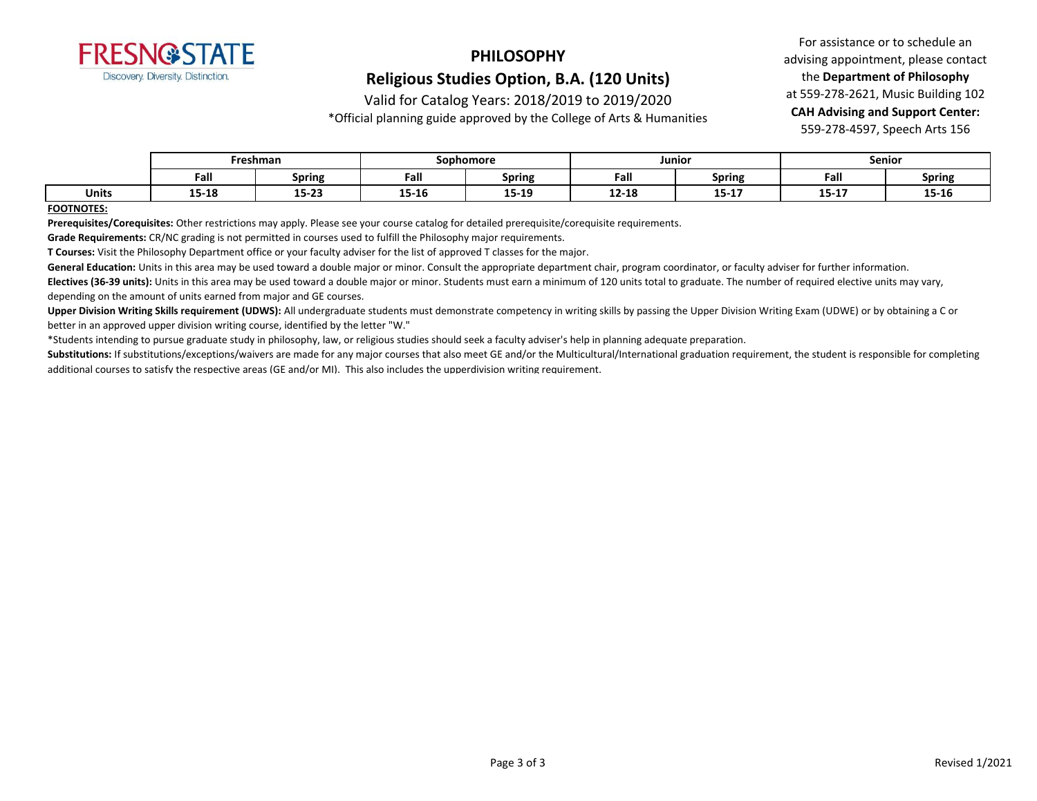# PHILOSOPHY

## Religious Studies Option, B.A. (120 Units)

Valid for Catalog Years: 2018/2019 to 2019/2020

*Official planning guide approved by the College of Arts & Humanities

For assistance or to schedule an advising appointment, please contact the **Department of Philosophy** at 559-278-2621, Music Building 102

**CAH Advising and Support Center:** 559-278-4597, Speech Arts 156

| | Freshman | | Sophomore | | Junior | | Senior | |
|---|---|---|---|---|---|---|---|---|
| | **Fall** | **Spring** | **Fall** | **Spring** | **Fall** | **Spring** | **Fall** | **Spring** |
| **Units** | **15-18** | **15-23** | **15-16** | **15-19** | **12-18** | **15-17** | **15-17** | **15-16** |

**FOOTNOTES:**

**Prerequisites/Corequisites:** Other restrictions may apply. Please see your course catalog for detailed prerequisite/corequisite requirements.

**Grade Requirements:** CR/NC grading is not permitted in courses used to fulfill the Philosophy major requirements.

**T Courses:** Visit the Philosophy Department office or your faculty adviser for the list of approved T classes for the major.

**General Education:** Units in this area may be used toward a double major or minor. Consult the appropriate department chair, program coordinator, or faculty adviser for further information.

**Electives (36-39 units):** Units in this area may be used toward a double major or minor. Students must earn a minimum of 120 units total to graduate. The number of required elective units may vary, depending on the amount of units earned from major and GE courses.

**Upper Division Writing Skills requirement (UDWS):** All undergraduate students must demonstrate competency in writing skills by passing the Upper Division Writing Exam (UDWE) or by obtaining a C or better in an approved upper division writing course, identified by the letter "W."

*Students intending to pursue graduate study in philosophy, law, or religious studies should seek a faculty adviser's help in planning adequate preparation.

**Substitutions:** If substitutions/exceptions/waivers are made for any major courses that also meet GE and/or the Multicultural/International graduation requirement, the student is responsible for completing additional courses to satisfy the respective areas (GE and/or MI). This also includes the upperdivision writing requirement.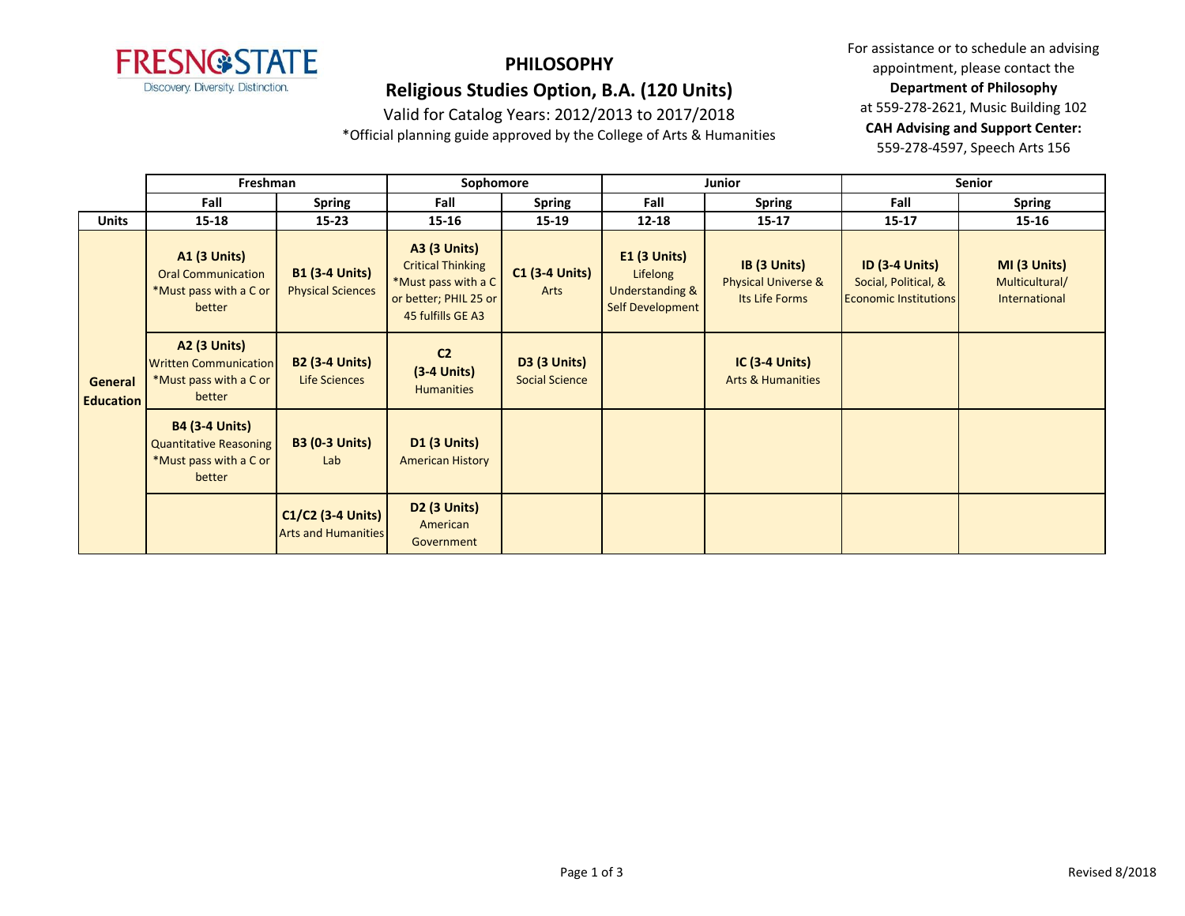FRESNO STATE

Discovery. Diversity. Distinction.

# PHILOSOPHY

## Religious Studies Option, B.A. (120 Units)

Valid for Catalog Years: 2012/2013 to 2017/2018

*Official planning guide approved by the College of Arts & Humanities

For assistance or to schedule an advising appointment, please contact the **Department of Philosophy** at 559-278-2621, Music Building 102

**CAH Advising and Support Center:** 559-278-4597, Speech Arts 156

| | Freshman | | Sophomore | | Junior | | Senior | |
|---|---|---|---|---|---|---|---|---|
| | **Fall** | **Spring** | **Fall** | **Spring** | **Fall** | **Spring** | **Fall** | **Spring** |
| **Units** | **15-18** | **15-23** | **15-16** | **15-19** | **12-18** | **15-17** | **15-17** | **15-16** |
| **General Education** | **A1 (3 Units)** Oral Communication *Must pass with a C or better | **B1 (3-4 Units)** Physical Sciences | **A3 (3 Units)** Critical Thinking *Must pass with a C or better; PHIL 25 or 45 fulfills GE A3 | **C1 (3-4 Units)** Arts | **E1 (3 Units)** Lifelong Understanding & Self Development | **IB (3 Units)** Physical Universe & Its Life Forms | **ID (3-4 Units)** Social, Political, & Economic Institutions | **MI (3 Units)** Multicultural/ International |
| | **A2 (3 Units)** Written Communication *Must pass with a C or better | **B2 (3-4 Units)** Life Sciences | **C2 (3-4 Units)** Humanities | **D3 (3 Units)** Social Science | | **IC (3-4 Units)** Arts & Humanities | | |
| | **B4 (3-4 Units)** Quantitative Reasoning *Must pass with a C or better | **B3 (0-3 Units)** Lab | **D1 (3 Units)** American History | | | | | |
| | | **C1/C2 (3-4 Units)** Arts and Humanities | **D2 (3 Units)** American Government | | | | | |

Revised 8/2018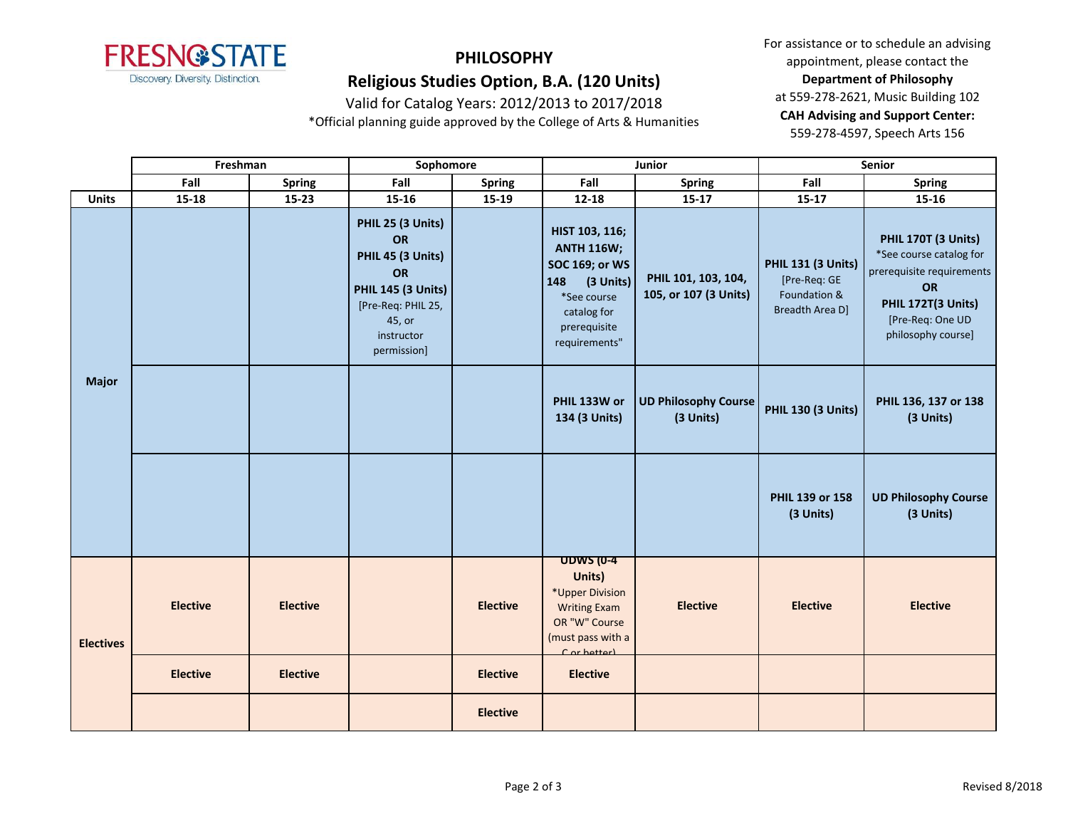FRESNO STATE
Discovery. Diversity. Distinction.

# PHILOSOPHY

## Religious Studies Option, B.A. (120 Units)

Valid for Catalog Years: 2012/2013 to 2017/2018

*Official planning guide approved by the College of Arts & Humanities

For assistance or to schedule an advising appointment, please contact the **Department of Philosophy** at 559-278-2621, Music Building 102

**CAH Advising and Support Center:** 559-278-4597, Speech Arts 156

| | Freshman | | Sophomore | | Junior | | Senior | |
|---|---|---|---|---|---|---|---|---|
| | Fall | Spring | Fall | Spring | Fall | Spring | Fall | Spring |
| **Units** | 15-18 | 15-23 | 15-16 | 15-19 | 12-18 | 15-17 | 15-17 | 15-16 |
| **Major** | | | **PHIL 25 (3 Units) OR PHIL 45 (3 Units) OR PHIL 145 (3 Units)** [Pre-Req: PHIL 25, 45, or instructor permission] | | **HIST 103, 116; ANTH 116W; SOC 169; or WS 148 (3 Units)** *See course catalog for prerequisite requirements" | **PHIL 101, 103, 104, 105, or 107 (3 Units)** | **PHIL 131 (3 Units)** [Pre-Req: GE Foundation & Breadth Area D] | **PHIL 170T (3 Units)** *See course catalog for prerequisite requirements **OR PHIL 172T(3 Units)** [Pre-Req: One UD philosophy course] |
| | | | | | **PHIL 133W or 134 (3 Units)** | **UD Philosophy Course (3 Units)** | **PHIL 130 (3 Units)** | **PHIL 136, 137 or 138 (3 Units)** |
| | | | | | | | **PHIL 139 or 158 (3 Units)** | **UD Philosophy Course (3 Units)** |
| **Electives** | **Elective** | **Elective** | | **Elective** | **UDWS (0-4 Units)** *Upper Division Writing Exam OR "W" Course (must pass with a C or better) | **Elective** | **Elective** | **Elective** |
| | **Elective** | **Elective** | | **Elective** | **Elective** | | | |
| | | | | **Elective** | | | | |

Revised 8/2018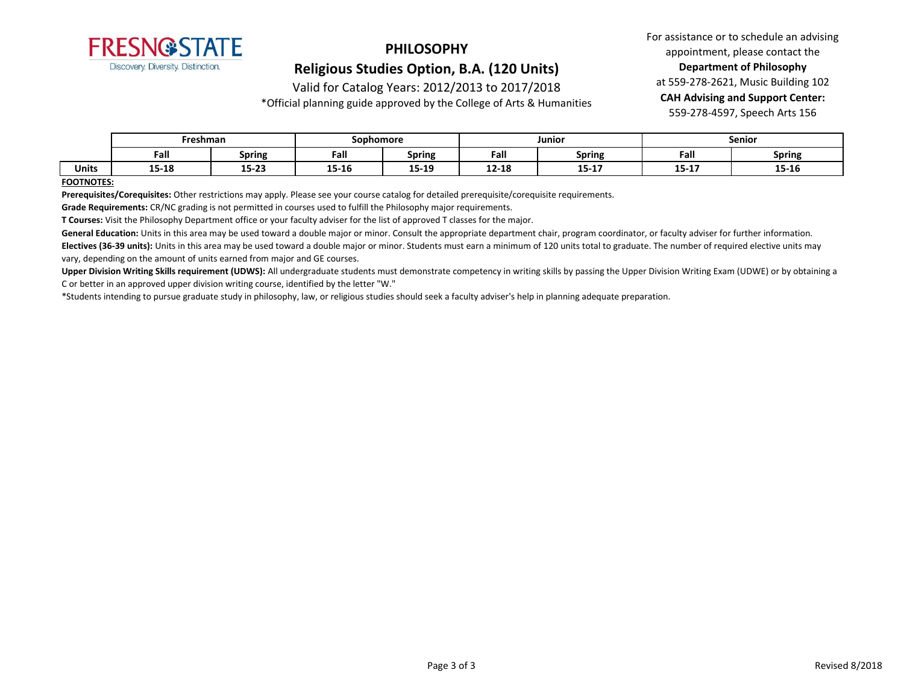# PHILOSOPHY

## Religious Studies Option, B.A. (120 Units)

Valid for Catalog Years: 2012/2013 to 2017/2018

*Official planning guide approved by the College of Arts & Humanities

For assistance or to schedule an advising appointment, please contact the **Department of Philosophy** at 559-278-2621, Music Building 102

**CAH Advising and Support Center:** 559-278-4597, Speech Arts 156

| | Freshman | | Sophomore | | Junior | | Senior | |
|---|---|---|---|---|---|---|---|---|
| | Fall | Spring | Fall | Spring | Fall | Spring | Fall | Spring |
| **Units** | 15-18 | 15-23 | 15-16 | 15-19 | 12-18 | 15-17 | 15-17 | 15-16 |

**FOOTNOTES:**

**Prerequisites/Corequisites:** Other restrictions may apply. Please see your course catalog for detailed prerequisite/corequisite requirements.

**Grade Requirements:** CR/NC grading is not permitted in courses used to fulfill the Philosophy major requirements.

**T Courses:** Visit the Philosophy Department office or your faculty adviser for the list of approved T classes for the major.

**General Education:** Units in this area may be used toward a double major or minor. Consult the appropriate department chair, program coordinator, or faculty adviser for further information.

**Electives (36-39 units):** Units in this area may be used toward a double major or minor. Students must earn a minimum of 120 units total to graduate. The number of required elective units may vary, depending on the amount of units earned from major and GE courses.

**Upper Division Writing Skills requirement (UDWS):** All undergraduate students must demonstrate competency in writing skills by passing the Upper Division Writing Exam (UDWE) or by obtaining a C or better in an approved upper division writing course, identified by the letter "W."

*Students intending to pursue graduate study in philosophy, law, or religious studies should seek a faculty adviser's help in planning adequate preparation.

Revised 8/2018